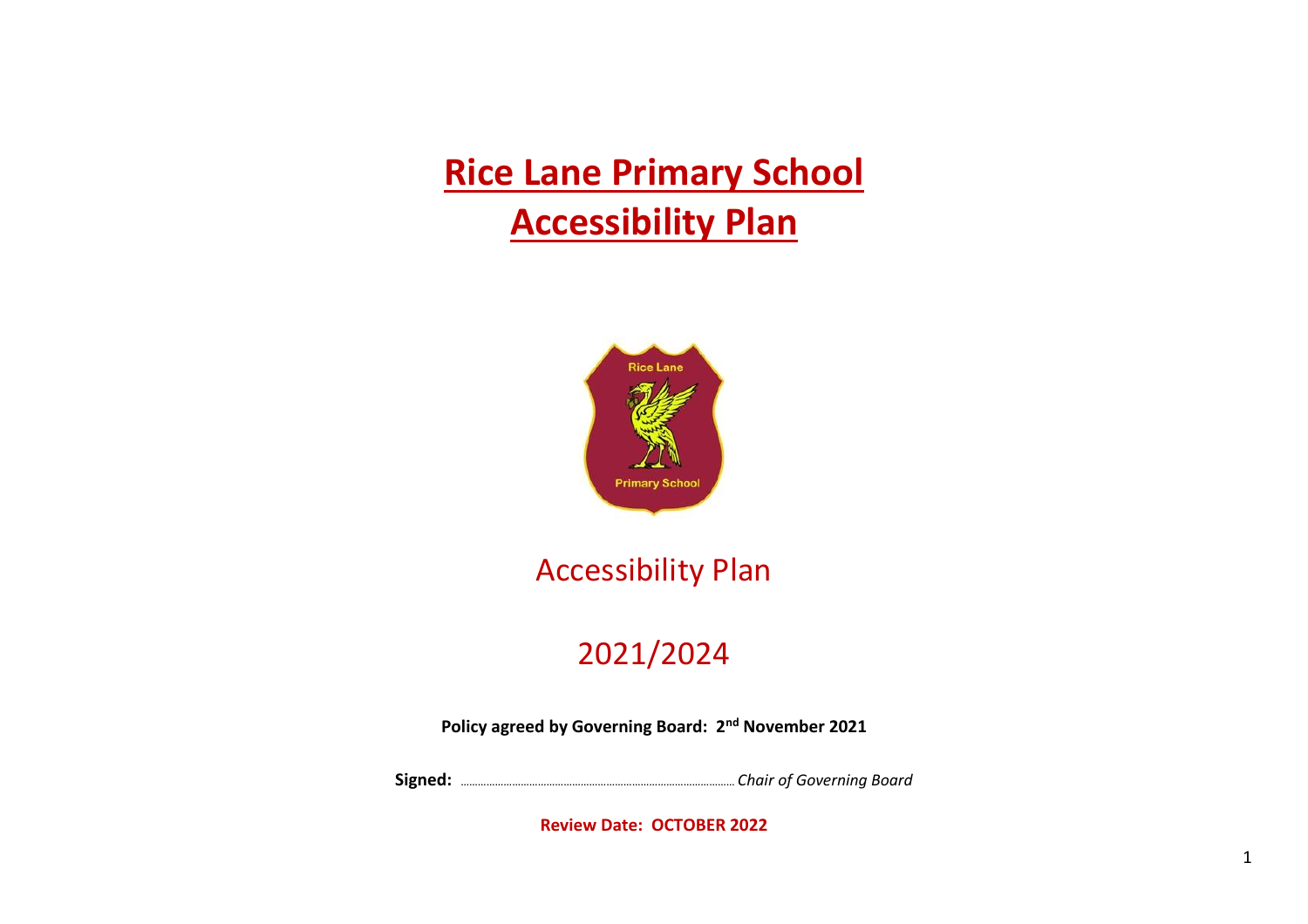# Rice Lane Primary School
# Accessibility Plan

## Accessibility Plan

## 2021/2024

**Policy agreed by Governing Board: 2nd November 2021**

**Signed:** ................................................................................................ *Chair of Governing Board*

**Review Date: OCTOBER 2022**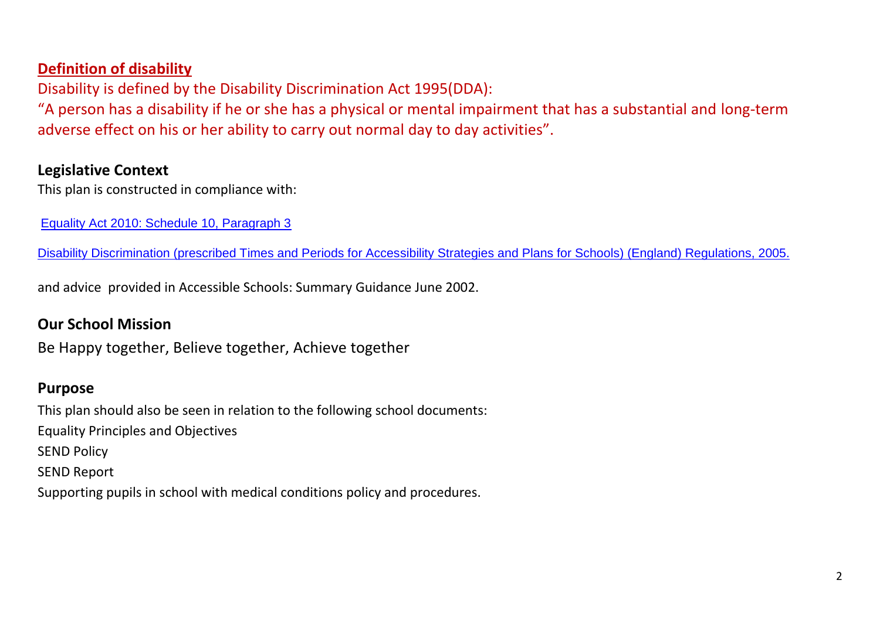## Definition of disability

Disability is defined by the Disability Discrimination Act 1995(DDA):

"A person has a disability if he or she has a physical or mental impairment that has a substantial and long-term adverse effect on his or her ability to carry out normal day to day activities".

## Legislative Context

This plan is constructed in compliance with:

Equality Act 2010: Schedule 10, Paragraph 3

Disability Discrimination (prescribed Times and Periods for Accessibility Strategies and Plans for Schools) (England) Regulations, 2005.

and advice provided in Accessible Schools: Summary Guidance June 2002.

## Our School Mission

Be Happy together, Believe together, Achieve together

## Purpose

This plan should also be seen in relation to the following school documents:

Equality Principles and Objectives

SEND Policy

SEND Report

Supporting pupils in school with medical conditions policy and procedures.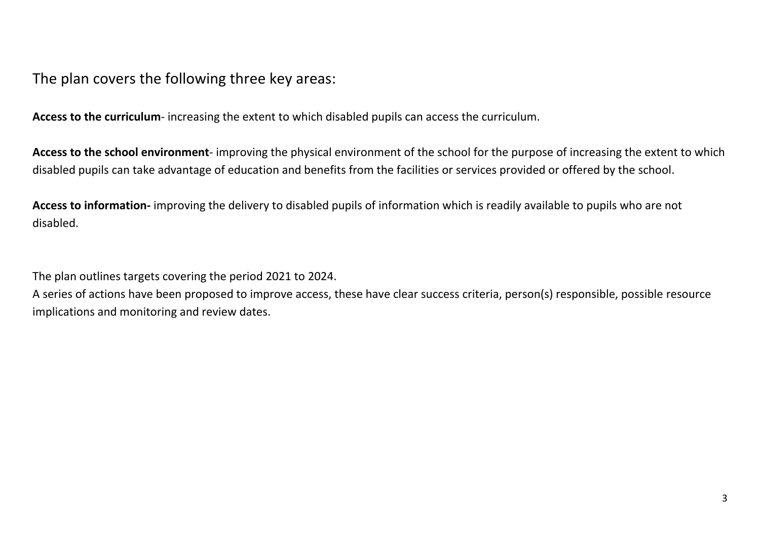The plan covers the following three key areas:

**Access to the curriculum**- increasing the extent to which disabled pupils can access the curriculum.

**Access to the school environment**- improving the physical environment of the school for the purpose of increasing the extent to which disabled pupils can take advantage of education and benefits from the facilities or services provided or offered by the school.

**Access to information-** improving the delivery to disabled pupils of information which is readily available to pupils who are not disabled.

The plan outlines targets covering the period 2021 to 2024.
A series of actions have been proposed to improve access, these have clear success criteria, person(s) responsible, possible resource implications and monitoring and review dates.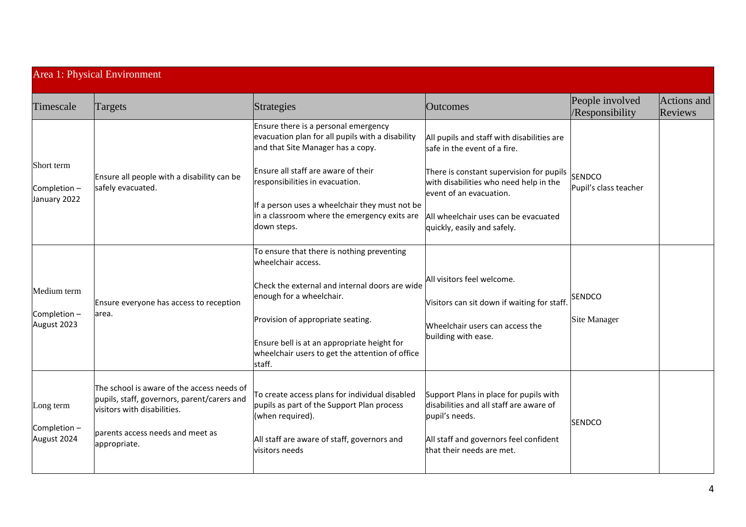| Area 1: Physical Environment | | | | | |
|---|---|---|---|---|---|
| Timescale | Targets | Strategies | Outcomes | People involved /Responsibility | Actions and Reviews |
| Short term<br><br>Completion – January 2022 | Ensure all people with a disability can be safely evacuated. | Ensure there is a personal emergency evacuation plan for all pupils with a disability and that Site Manager has a copy.<br><br>Ensure all staff are aware of their responsibilities in evacuation.<br><br>If a person uses a wheelchair they must not be in a classroom where the emergency exits are down steps. | All pupils and staff with disabilities are safe in the event of a fire.<br><br>There is constant supervision for pupils with disabilities who need help in the event of an evacuation.<br><br>All wheelchair uses can be evacuated quickly, easily and safely. | SENDCO<br>Pupil's class teacher | |
| Medium term<br><br>Completion – August 2023 | Ensure everyone has access to reception area. | To ensure that there is nothing preventing wheelchair access.<br><br>Check the external and internal doors are wide enough for a wheelchair.<br><br>Provision of appropriate seating.<br><br>Ensure bell is at an appropriate height for wheelchair users to get the attention of office staff. | All visitors feel welcome.<br><br>Visitors can sit down if waiting for staff.<br><br>Wheelchair users can access the building with ease. | SENDCO<br><br>Site Manager | |
| Long term<br><br>Completion – August 2024 | The school is aware of the access needs of pupils, staff, governors, parent/carers and visitors with disabilities.<br><br>parents access needs and meet as appropriate. | To create access plans for individual disabled pupils as part of the Support Plan process (when required).<br><br>All staff are aware of staff, governors and visitors needs | Support Plans in place for pupils with disabilities and all staff are aware of pupil's needs.<br><br>All staff and governors feel confident that their needs are met. | SENDCO | |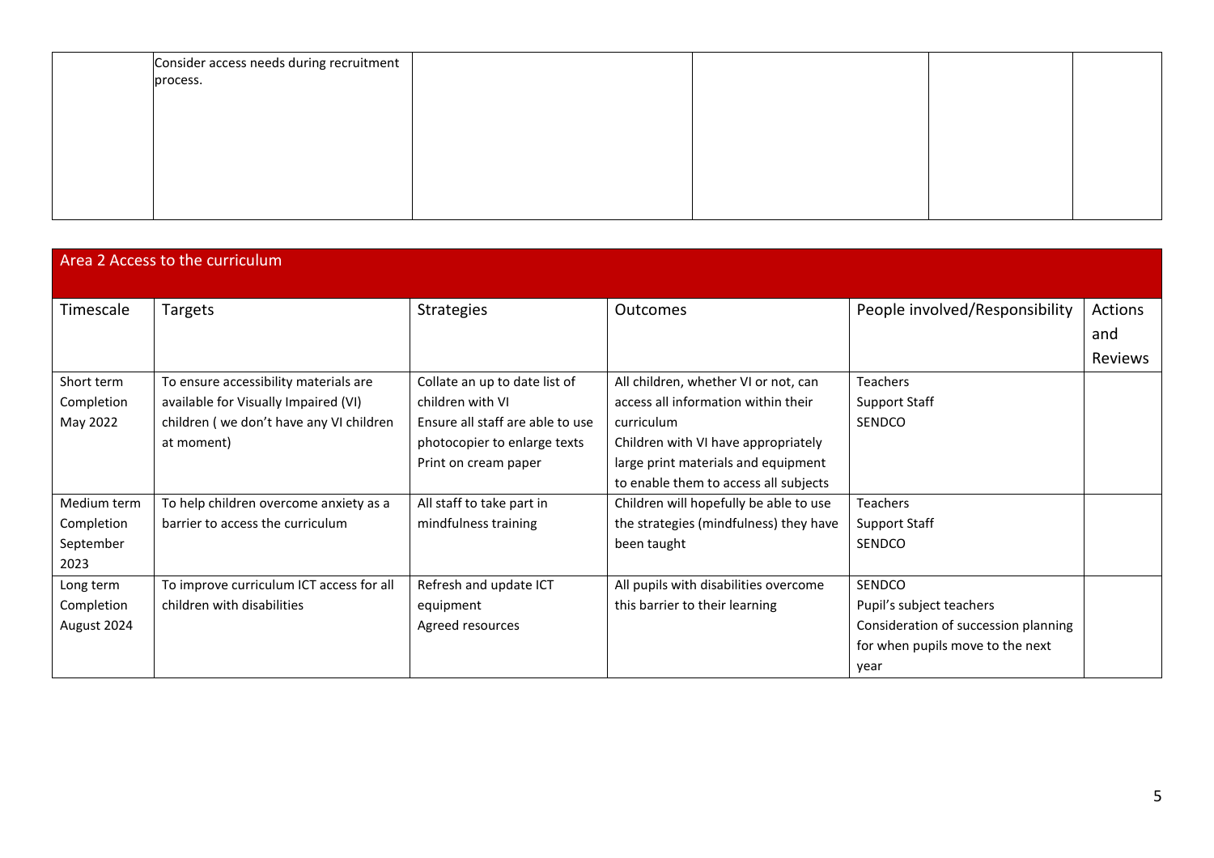| | | | | | |
|---|---|---|---|---|---|
| | Consider access needs during recruitment process. | | | | |

## Area 2 Access to the curriculum

| Timescale | Targets | Strategies | Outcomes | People involved/Responsibility | Actions and Reviews |
|---|---|---|---|---|---|
| Short term Completion May 2022 | To ensure accessibility materials are available for Visually Impaired (VI) children ( we don't have any VI children at moment) | Collate an up to date list of children with VI<br>Ensure all staff are able to use photocopier to enlarge texts<br>Print on cream paper | All children, whether VI or not, can access all information within their curriculum<br>Children with VI have appropriately large print materials and equipment to enable them to access all subjects | Teachers<br>Support Staff<br>SENDCO | |
| Medium term Completion September 2023 | To help children overcome anxiety as a barrier to access the curriculum | All staff to take part in mindfulness training | Children will hopefully be able to use the strategies (mindfulness) they have been taught | Teachers<br>Support Staff<br>SENDCO | |
| Long term Completion August 2024 | To improve curriculum ICT access for all children with disabilities | Refresh and update ICT equipment<br>Agreed resources | All pupils with disabilities overcome this barrier to their learning | SENDCO<br>Pupil's subject teachers<br>Consideration of succession planning for when pupils move to the next year | |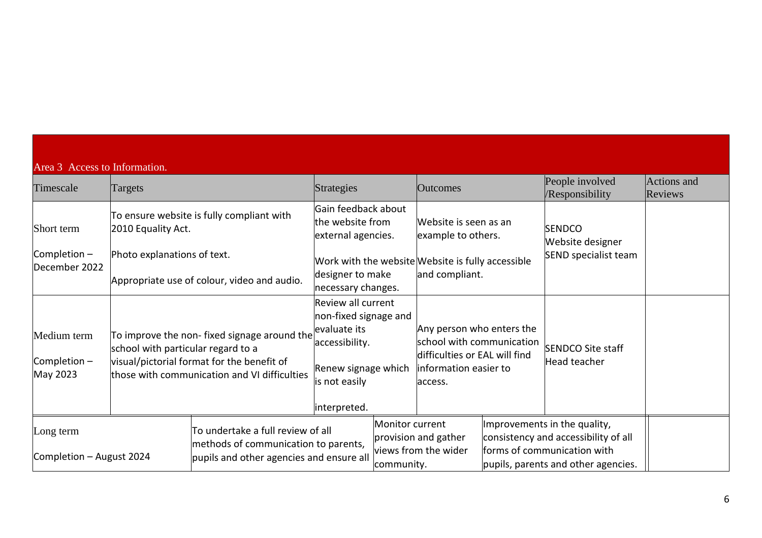| Area 3 Access to Information. | | | | | |
|---|---|---|---|---|---|
| Timescale | Targets | Strategies | Outcomes | People involved /Responsibility | Actions and Reviews |
| Short term<br><br>Completion – December 2022 | To ensure website is fully compliant with 2010 Equality Act.<br><br>Photo explanations of text.<br><br>Appropriate use of colour, video and audio. | Gain feedback about the website from external agencies.<br><br>Work with the website designer to make necessary changes. | Website is seen as an example to others.<br><br>Website is fully accessible and compliant. | SENDCO<br>Website designer<br>SEND specialist team | |
| Medium term<br><br>Completion – May 2023 | To improve the non- fixed signage around the school with particular regard to a visual/pictorial format for the benefit of those with communication and VI difficulties | Review all current non-fixed signage and evaluate its accessibility.<br><br>Renew signage which is not easily interpreted. | Any person who enters the school with communication difficulties or EAL will find information easier to access. | SENDCO Site staff<br>Head teacher | |
| Long term<br><br>Completion – August 2024 | To undertake a full review of all methods of communication to parents, pupils and other agencies and ensure all | Monitor current provision and gather views from the wider community. | Improvements in the quality, consistency and accessibility of all forms of communication with pupils, parents and other agencies. | | |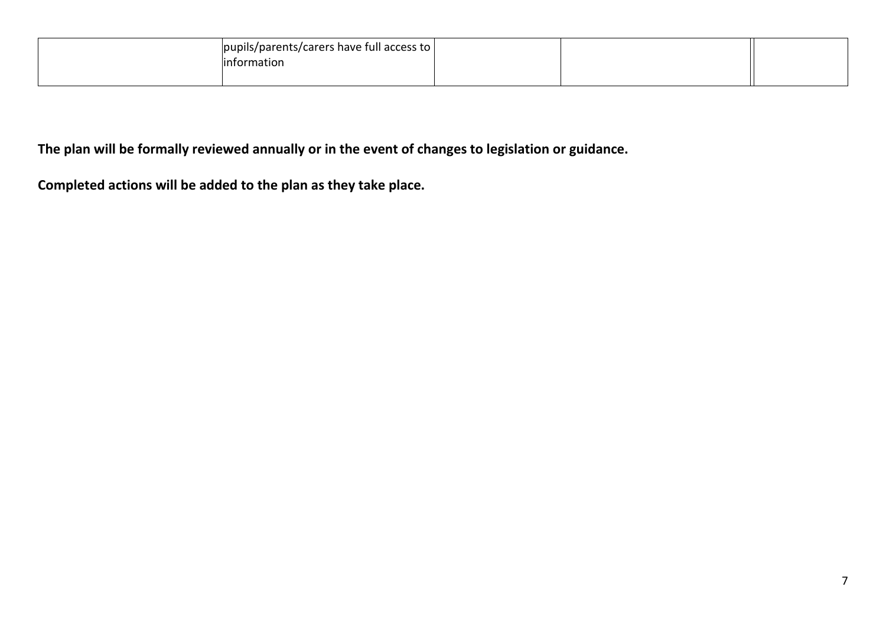| | | | | | |
|---|---|---|---|---|---|
| | pupils/parents/carers have full access to information | | | | |

**The plan will be formally reviewed annually or in the event of changes to legislation or guidance.**

**Completed actions will be added to the plan as they take place.**